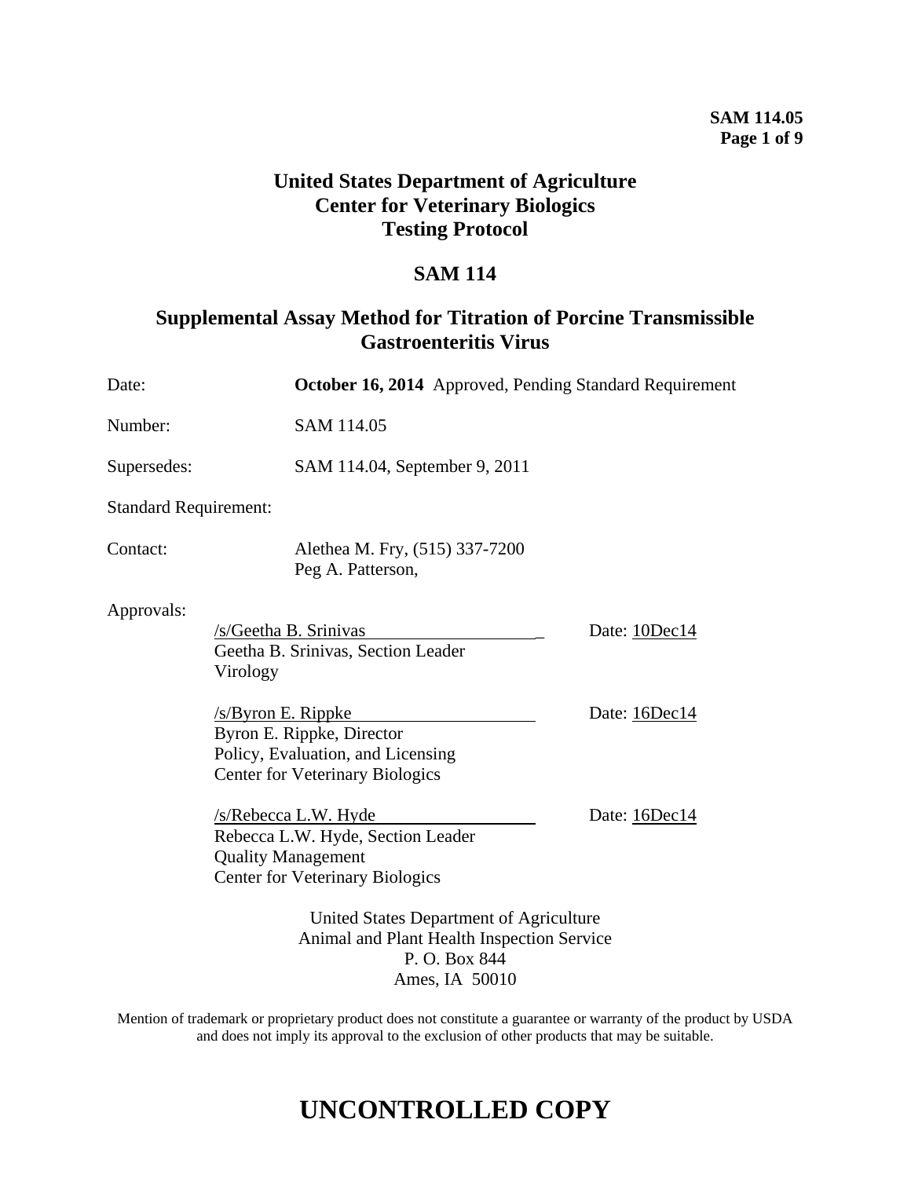# United States Department of Agriculture
# Center for Veterinary Biologics
# Testing Protocol

## SAM 114

## Supplemental Assay Method for Titration of Porcine Transmissible Gastroenteritis Virus

Date: **October 16, 2014** Approved, Pending Standard Requirement

Number: SAM 114.05

Supersedes: SAM 114.04, September 9, 2011

Standard Requirement:

Contact: Alethea M. Fry, (515) 337-7200
Peg A. Patterson,

Approvals:

/s/Geetha B. Srinivas Date: 10Dec14
Geetha B. Srinivas, Section Leader
Virology

/s/Byron E. Rippke Date: 16Dec14
Byron E. Rippke, Director
Policy, Evaluation, and Licensing
Center for Veterinary Biologics

/s/Rebecca L.W. Hyde Date: 16Dec14
Rebecca L.W. Hyde, Section Leader
Quality Management
Center for Veterinary Biologics

United States Department of Agriculture
Animal and Plant Health Inspection Service
P. O. Box 844
Ames, IA 50010

Mention of trademark or proprietary product does not constitute a guarantee or warranty of the product by USDA and does not imply its approval to the exclusion of other products that may be suitable.

# UNCONTROLLED COPY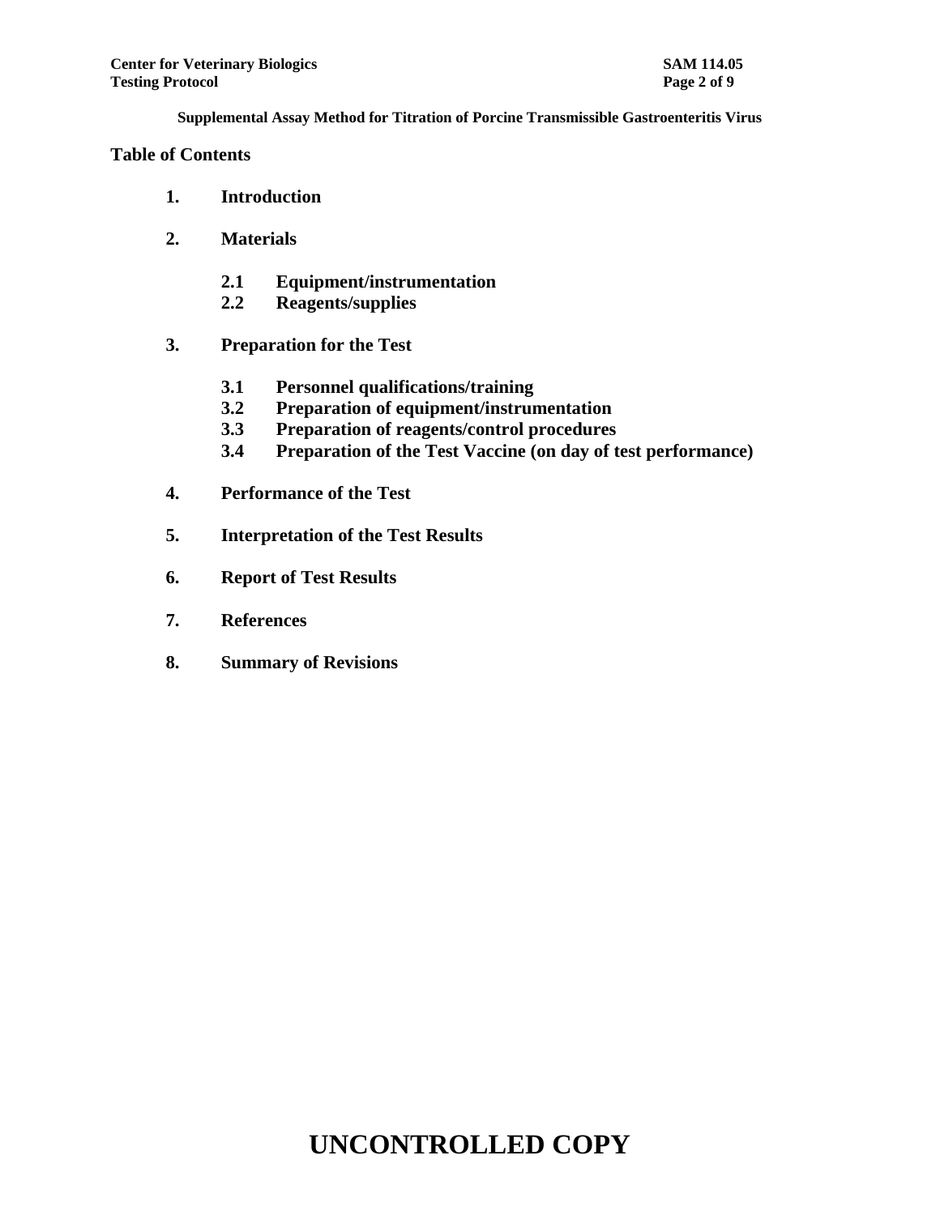## Table of Contents

1. **Introduction**

2. **Materials**

    2.1 **Equipment/instrumentation**
    2.2 **Reagents/supplies**

3. **Preparation for the Test**

    3.1 **Personnel qualifications/training**
    3.2 **Preparation of equipment/instrumentation**
    3.3 **Preparation of reagents/control procedures**
    3.4 **Preparation of the Test Vaccine (on day of test performance)**

4. **Performance of the Test**

5. **Interpretation of the Test Results**

6. **Report of Test Results**

7. **References**

8. **Summary of Revisions**

# UNCONTROLLED COPY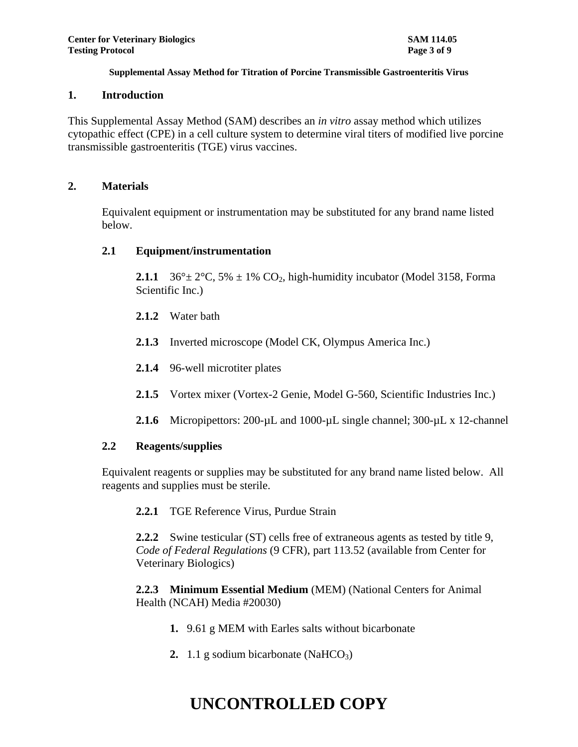**Supplemental Assay Method for Titration of Porcine Transmissible Gastroenteritis Virus**

## 1. Introduction

This Supplemental Assay Method (SAM) describes an *in vitro* assay method which utilizes cytopathic effect (CPE) in a cell culture system to determine viral titers of modified live porcine transmissible gastroenteritis (TGE) virus vaccines.

## 2. Materials

Equivalent equipment or instrumentation may be substituted for any brand name listed below.

### 2.1 Equipment/instrumentation

**2.1.1** 36°± 2°C, 5% ± 1% $CO_2$, high-humidity incubator (Model 3158, Forma Scientific Inc.)

**2.1.2** Water bath

**2.1.3** Inverted microscope (Model CK, Olympus America Inc.)

**2.1.4** 96-well microtiter plates

**2.1.5** Vortex mixer (Vortex-2 Genie, Model G-560, Scientific Industries Inc.)

**2.1.6** Micropipettors: 200-µL and 1000-µL single channel; 300-µL x 12-channel

### 2.2 Reagents/supplies

Equivalent reagents or supplies may be substituted for any brand name listed below. All reagents and supplies must be sterile.

**2.2.1** TGE Reference Virus, Purdue Strain

**2.2.2** Swine testicular (ST) cells free of extraneous agents as tested by title 9, *Code of Federal Regulations* (9 CFR), part 113.52 (available from Center for Veterinary Biologics)

**2.2.3** **Minimum Essential Medium** (MEM) (National Centers for Animal Health (NCAH) Media #20030)

1. 9.61 g MEM with Earles salts without bicarbonate
2. 1.1 g sodium bicarbonate ($NaHCO_3$)

**UNCONTROLLED COPY**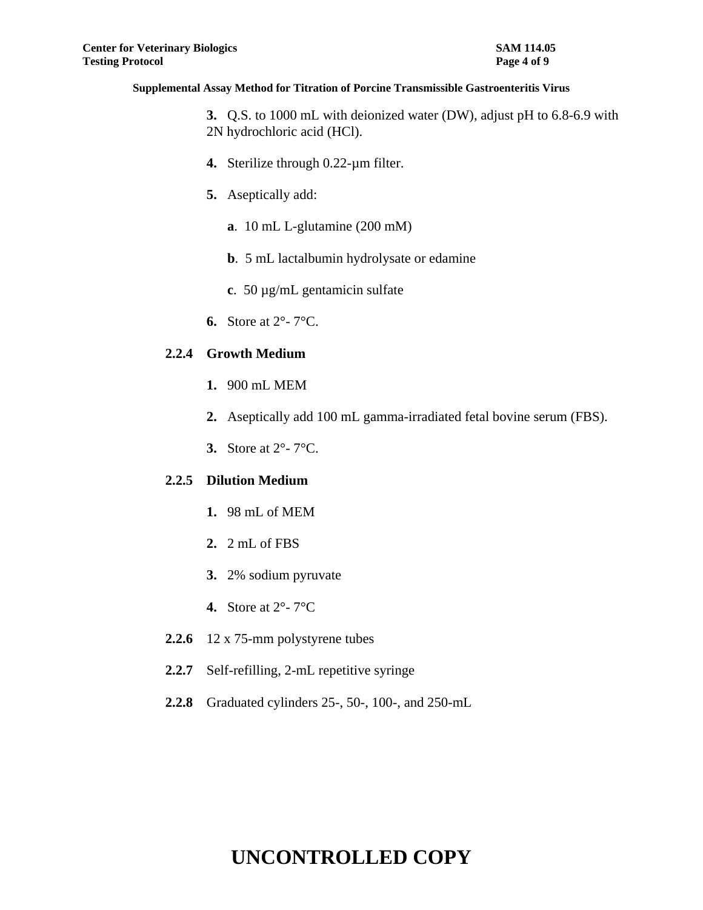**3.** Q.S. to 1000 mL with deionized water (DW), adjust pH to 6.8-6.9 with 2N hydrochloric acid (HCl).

**4.** Sterilize through 0.22-µm filter.

**5.** Aseptically add:

**a**. 10 mL L-glutamine (200 mM)

**b**. 5 mL lactalbumin hydrolysate or edamine

**c**. 50 µg/mL gentamicin sulfate

**6.** Store at 2°- 7°C.

**2.2.4 Growth Medium**

**1.** 900 mL MEM

**2.** Aseptically add 100 mL gamma-irradiated fetal bovine serum (FBS).

**3.** Store at 2°- 7°C.

**2.2.5 Dilution Medium**

**1.** 98 mL of MEM

**2.** 2 mL of FBS

**3.** 2% sodium pyruvate

**4.** Store at 2°- 7°C

**2.2.6** 12 x 75-mm polystyrene tubes

**2.2.7** Self-refilling, 2-mL repetitive syringe

**2.2.8** Graduated cylinders 25-, 50-, 100-, and 250-mL

**UNCONTROLLED COPY**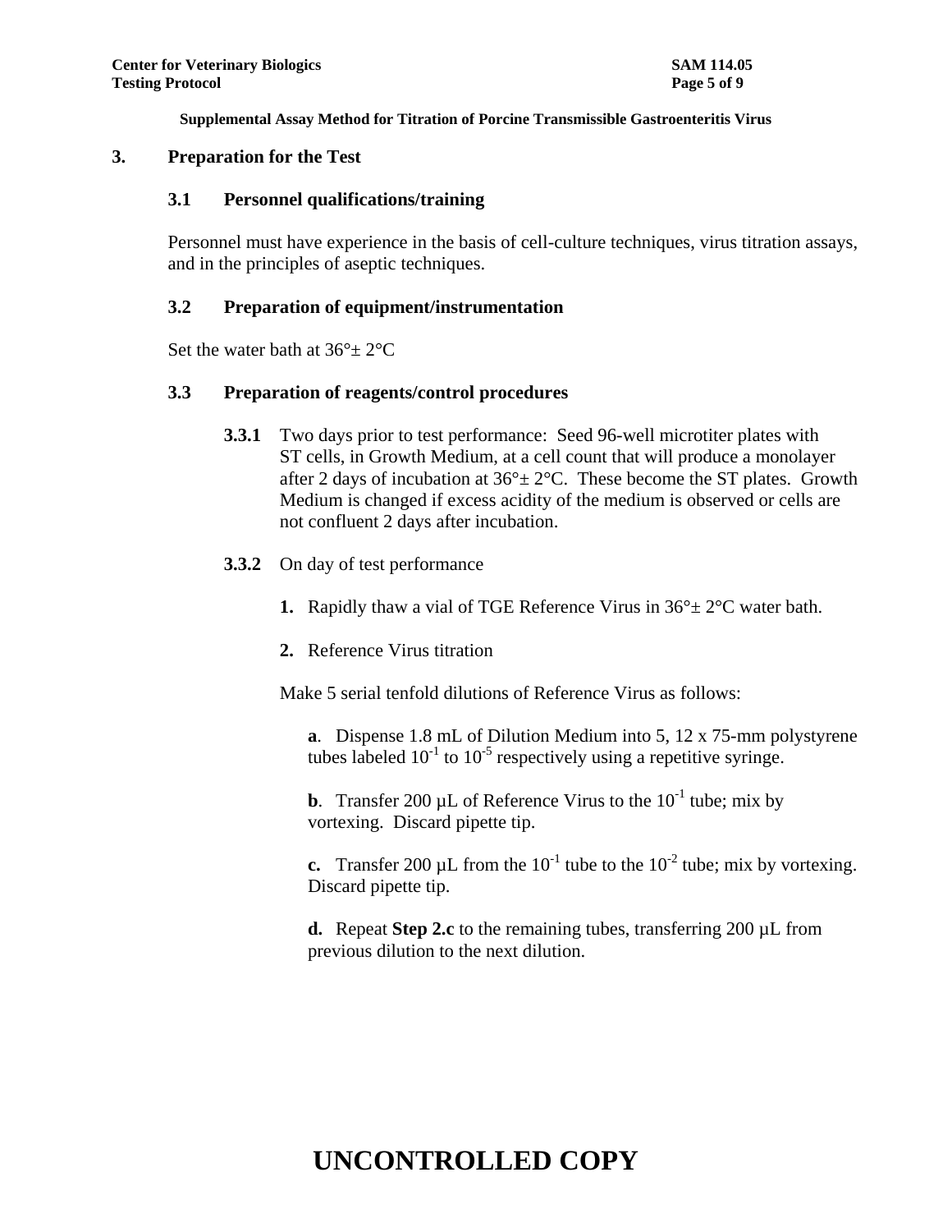## 3. Preparation for the Test

### 3.1 Personnel qualifications/training

Personnel must have experience in the basis of cell-culture techniques, virus titration assays, and in the principles of aseptic techniques.

### 3.2 Preparation of equipment/instrumentation

Set the water bath at 36°± 2°C

### 3.3 Preparation of reagents/control procedures

**3.3.1** Two days prior to test performance: Seed 96-well microtiter plates with ST cells, in Growth Medium, at a cell count that will produce a monolayer after 2 days of incubation at 36°± 2°C. These become the ST plates. Growth Medium is changed if excess acidity of the medium is observed or cells are not confluent 2 days after incubation.

**3.3.2** On day of test performance

**1.** Rapidly thaw a vial of TGE Reference Virus in 36°± 2°C water bath.

**2.** Reference Virus titration

Make 5 serial tenfold dilutions of Reference Virus as follows:

**a**. Dispense 1.8 mL of Dilution Medium into 5, 12 x 75-mm polystyrene tubes labeled $10^{-1}$ to $10^{-5}$ respectively using a repetitive syringe.

**b**. Transfer 200 µL of Reference Virus to the $10^{-1}$ tube; mix by vortexing. Discard pipette tip.

**c.** Transfer 200 µL from the $10^{-1}$ tube to the $10^{-2}$ tube; mix by vortexing. Discard pipette tip.

**d.** Repeat **Step 2.c** to the remaining tubes, transferring 200 µL from previous dilution to the next dilution.

UNCONTROLLED COPY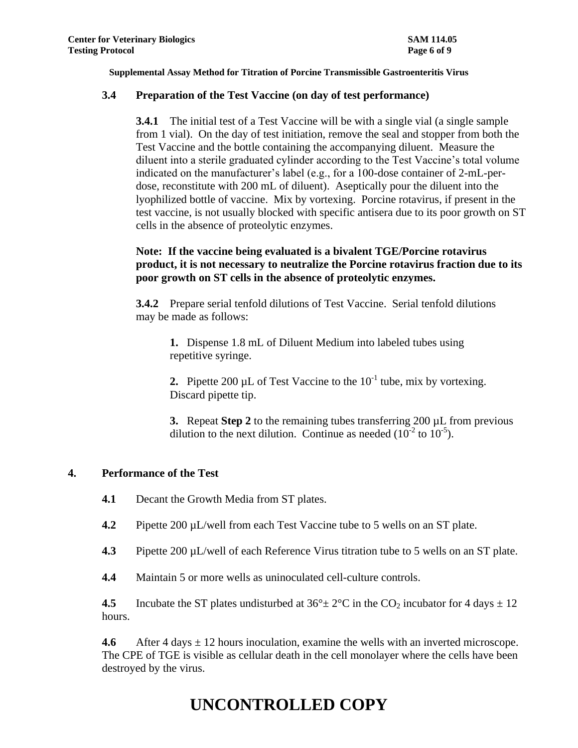### 3.4 Preparation of the Test Vaccine (on day of test performance)

**3.4.1** The initial test of a Test Vaccine will be with a single vial (a single sample from 1 vial). On the day of test initiation, remove the seal and stopper from both the Test Vaccine and the bottle containing the accompanying diluent. Measure the diluent into a sterile graduated cylinder according to the Test Vaccine's total volume indicated on the manufacturer's label (e.g., for a 100-dose container of 2-mL-per-dose, reconstitute with 200 mL of diluent). Aseptically pour the diluent into the lyophilized bottle of vaccine. Mix by vortexing. Porcine rotavirus, if present in the test vaccine, is not usually blocked with specific antisera due to its poor growth on ST cells in the absence of proteolytic enzymes.

**Note: If the vaccine being evaluated is a bivalent TGE/Porcine rotavirus product, it is not necessary to neutralize the Porcine rotavirus fraction due to its poor growth on ST cells in the absence of proteolytic enzymes.**

**3.4.2** Prepare serial tenfold dilutions of Test Vaccine. Serial tenfold dilutions may be made as follows:

**1.** Dispense 1.8 mL of Diluent Medium into labeled tubes using repetitive syringe.

**2.** Pipette 200 µL of Test Vaccine to the $10^{-1}$ tube, mix by vortexing. Discard pipette tip.

**3.** Repeat **Step 2** to the remaining tubes transferring 200 µL from previous dilution to the next dilution. Continue as needed ($10^{-2}$ to $10^{-5}$).

## 4. Performance of the Test

**4.1** Decant the Growth Media from ST plates.

**4.2** Pipette 200 µL/well from each Test Vaccine tube to 5 wells on an ST plate.

**4.3** Pipette 200 µL/well of each Reference Virus titration tube to 5 wells on an ST plate.

**4.4** Maintain 5 or more wells as uninoculated cell-culture controls.

**4.5** Incubate the ST plates undisturbed at 36°± 2°C in the $CO_2$ incubator for 4 days ± 12 hours.

**4.6** After 4 days ± 12 hours inoculation, examine the wells with an inverted microscope. The CPE of TGE is visible as cellular death in the cell monolayer where the cells have been destroyed by the virus.

# UNCONTROLLED COPY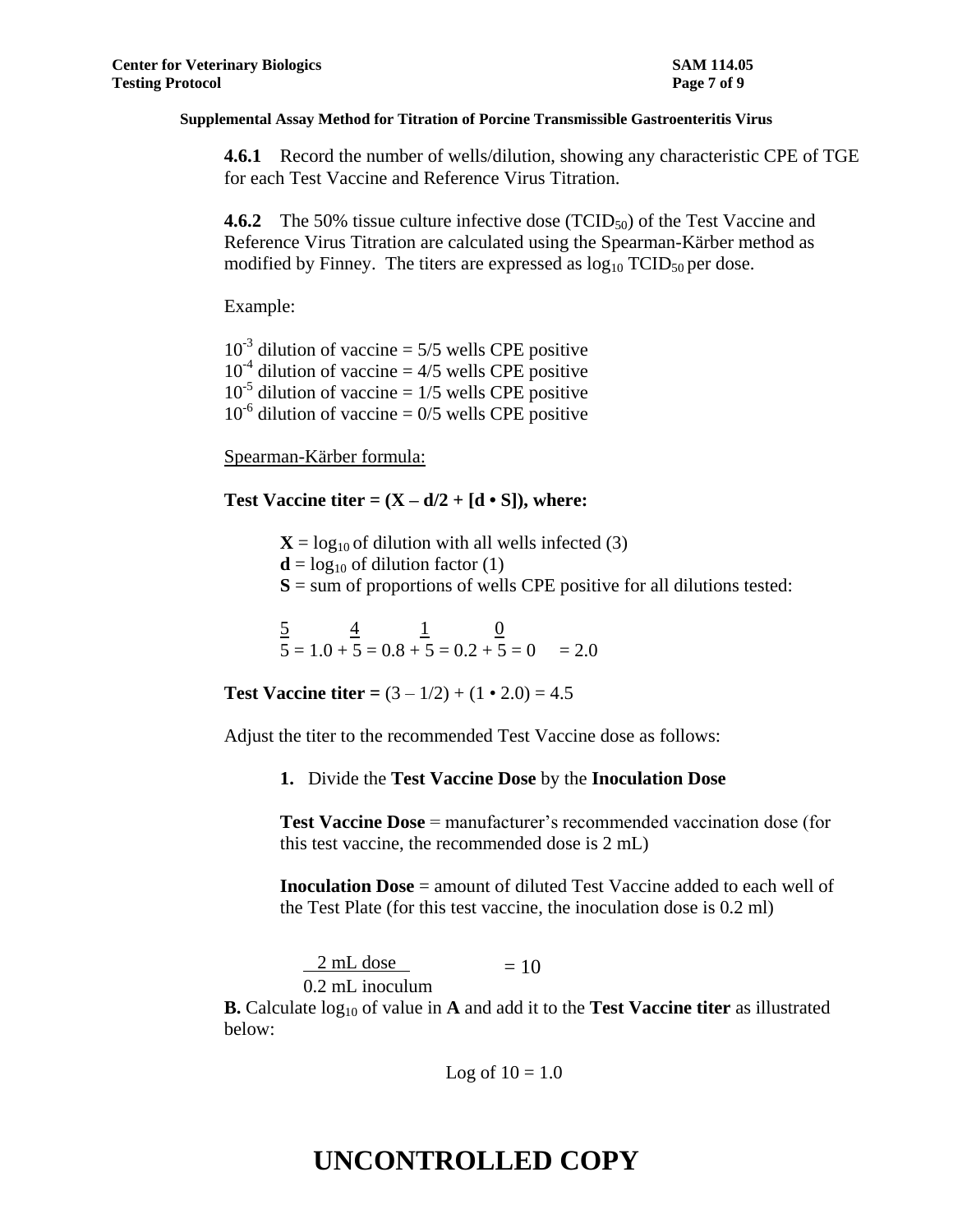**Supplemental Assay Method for Titration of Porcine Transmissible Gastroenteritis Virus**

**4.6.1** Record the number of wells/dilution, showing any characteristic CPE of TGE for each Test Vaccine and Reference Virus Titration.

**4.6.2** The 50% tissue culture infective dose ($TCID_{50}$) of the Test Vaccine and Reference Virus Titration are calculated using the Spearman-Kärber method as modified by Finney. The titers are expressed as $\log_{10}$ $TCID_{50}$ per dose.

Example:

$10^{-3}$ dilution of vaccine = 5/5 wells CPE positive
$10^{-4}$ dilution of vaccine = 4/5 wells CPE positive
$10^{-5}$ dilution of vaccine = 1/5 wells CPE positive
$10^{-6}$ dilution of vaccine = 0/5 wells CPE positive

Spearman-Kärber formula:

**Test Vaccine titer = (X – d/2 + [d • S]), where:**

> **X** = $\log_{10}$ of dilution with all wells infected (3)
> **d** = $\log_{10}$ of dilution factor (1)
> **S** = sum of proportions of wells CPE positive for all dilutions tested:
>
> $$\frac{5}{5} = 1.0 + \frac{4}{5} = 0.8 + \frac{1}{5} = 0.2 + \frac{0}{5} = 0 \quad = 2.0$$

**Test Vaccine titer =** (3 – 1/2) + (1 • 2.0) = 4.5

Adjust the titer to the recommended Test Vaccine dose as follows:

> **1.** Divide the **Test Vaccine Dose** by the **Inoculation Dose**
>
> **Test Vaccine Dose** = manufacturer's recommended vaccination dose (for this test vaccine, the recommended dose is 2 mL)
>
> **Inoculation Dose** = amount of diluted Test Vaccine added to each well of the Test Plate (for this test vaccine, the inoculation dose is 0.2 ml)
>
> $$\frac{2 \text{ mL dose}}{0.2 \text{ mL inoculum}} = 10$$

**B.** Calculate $\log_{10}$ of value in **A** and add it to the **Test Vaccine titer** as illustrated below:

Log of 10 = 1.0

**UNCONTROLLED COPY**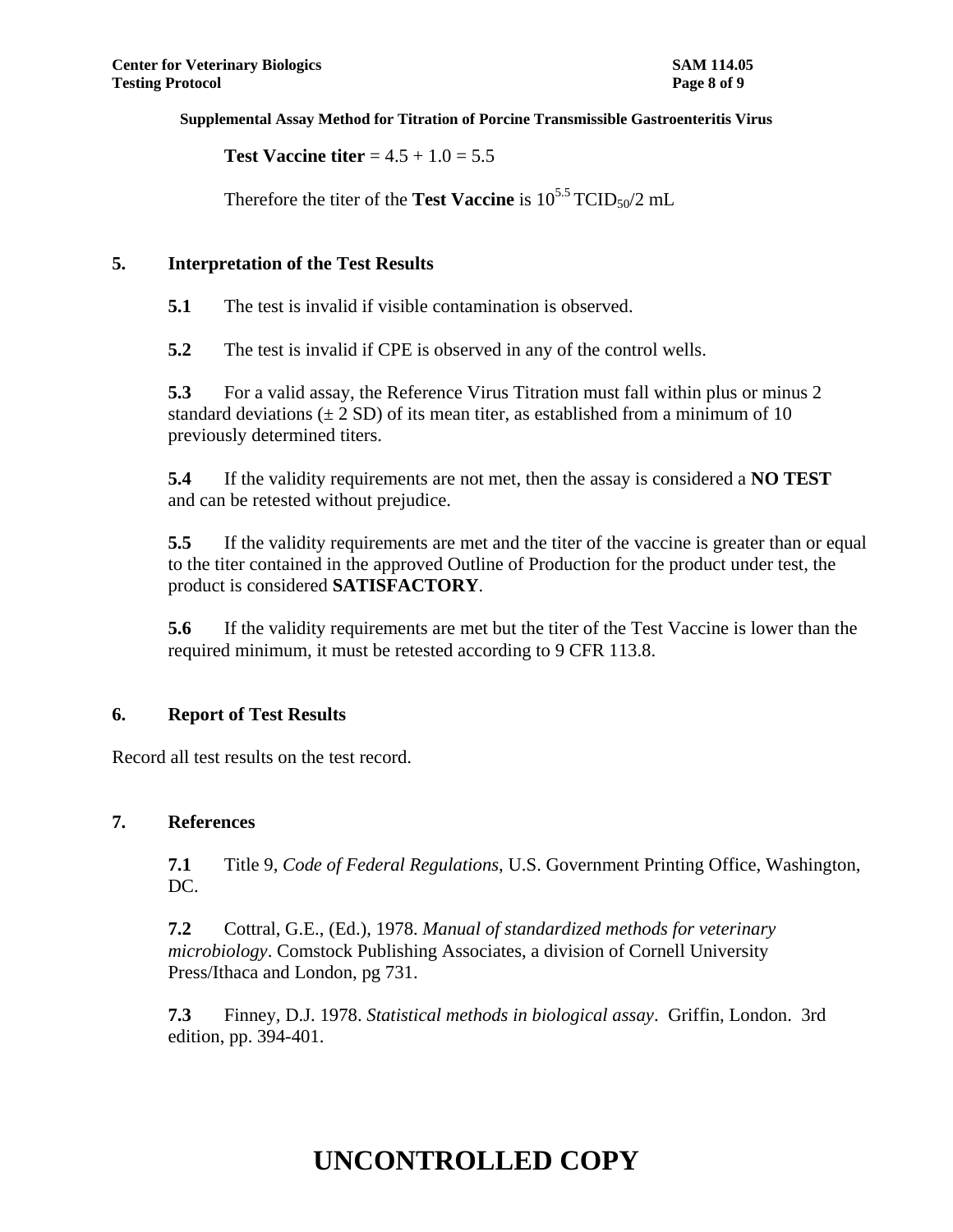**Test Vaccine titer** = 4.5 + 1.0 = 5.5

Therefore the titer of the **Test Vaccine** is $10^{5.5}$ $TCID_{50}$/2 mL

## 5. Interpretation of the Test Results

**5.1** The test is invalid if visible contamination is observed.

**5.2** The test is invalid if CPE is observed in any of the control wells.

**5.3** For a valid assay, the Reference Virus Titration must fall within plus or minus 2 standard deviations (± 2 SD) of its mean titer, as established from a minimum of 10 previously determined titers.

**5.4** If the validity requirements are not met, then the assay is considered a **NO TEST** and can be retested without prejudice.

**5.5** If the validity requirements are met and the titer of the vaccine is greater than or equal to the titer contained in the approved Outline of Production for the product under test, the product is considered **SATISFACTORY**.

**5.6** If the validity requirements are met but the titer of the Test Vaccine is lower than the required minimum, it must be retested according to 9 CFR 113.8.

## 6. Report of Test Results

Record all test results on the test record.

## 7. References

**7.1** Title 9, *Code of Federal Regulations*, U.S. Government Printing Office, Washington, DC.

**7.2** Cottral, G.E., (Ed.), 1978. *Manual of standardized methods for veterinary microbiology*. Comstock Publishing Associates, a division of Cornell University Press/Ithaca and London, pg 731.

**7.3** Finney, D.J. 1978. *Statistical methods in biological assay*. Griffin, London. 3rd edition, pp. 394-401.

**UNCONTROLLED COPY**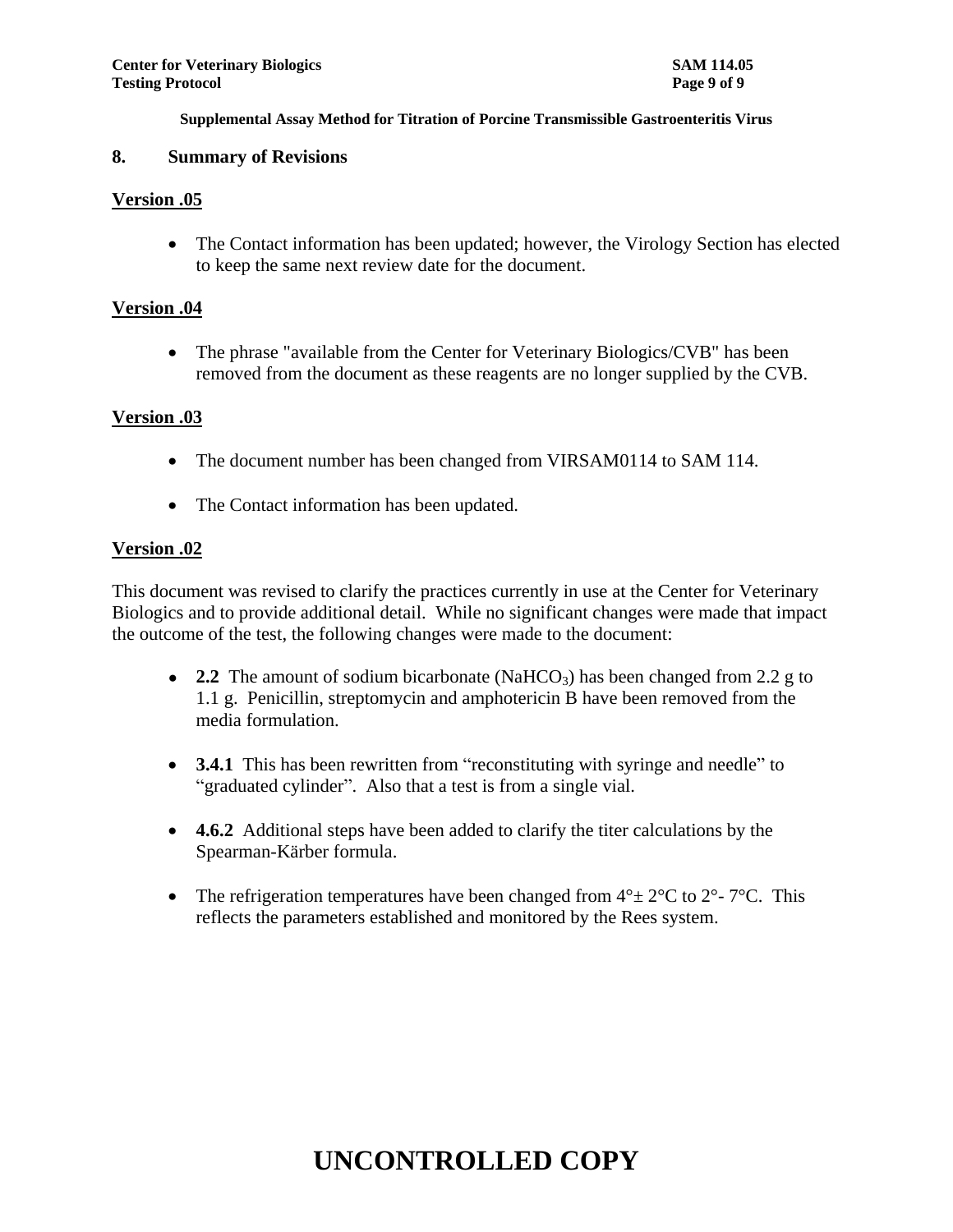## 8. Summary of Revisions

**Version .05**

- The Contact information has been updated; however, the Virology Section has elected to keep the same next review date for the document.

**Version .04**

- The phrase "available from the Center for Veterinary Biologics/CVB" has been removed from the document as these reagents are no longer supplied by the CVB.

**Version .03**

- The document number has been changed from VIRSAM0114 to SAM 114.
- The Contact information has been updated.

**Version .02**

This document was revised to clarify the practices currently in use at the Center for Veterinary Biologics and to provide additional detail. While no significant changes were made that impact the outcome of the test, the following changes were made to the document:

- **2.2** The amount of sodium bicarbonate ($NaHCO_3$) has been changed from 2.2 g to 1.1 g. Penicillin, streptomycin and amphotericin B have been removed from the media formulation.
- **3.4.1** This has been rewritten from “reconstituting with syringe and needle” to “graduated cylinder”. Also that a test is from a single vial.
- **4.6.2** Additional steps have been added to clarify the titer calculations by the Spearman-Kärber formula.
- The refrigeration temperatures have been changed from 4°± 2°C to 2°- 7°C. This reflects the parameters established and monitored by the Rees system.

**UNCONTROLLED COPY**